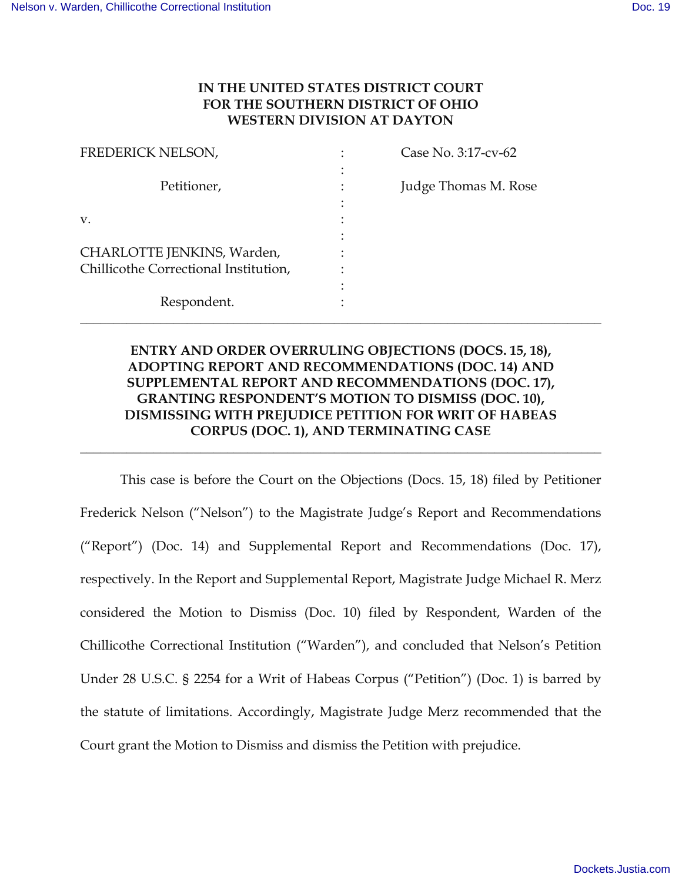**IN THE UNITED STATES DISTRICT COURT**
**FOR THE SOUTHERN DISTRICT OF OHIO**
**WESTERN DIVISION AT DAYTON**

| | | |
|---|---|---|
| FREDERICK NELSON, | : | Case No. 3:17-cv-62 |
| | : | |
| Petitioner, | : | Judge Thomas M. Rose |
| | : | |
| v. | : | |
| | : | |
| CHARLOTTE JENKINS, Warden, Chillicothe Correctional Institution, | : | |
| | : | |
| Respondent. | : | |

---

**ENTRY AND ORDER OVERRULING OBJECTIONS (DOCS. 15, 18), ADOPTING REPORT AND RECOMMENDATIONS (DOC. 14) AND SUPPLEMENTAL REPORT AND RECOMMENDATIONS (DOC. 17), GRANTING RESPONDENT'S MOTION TO DISMISS (DOC. 10), DISMISSING WITH PREJUDICE PETITION FOR WRIT OF HABEAS CORPUS (DOC. 1), AND TERMINATING CASE**

---

This case is before the Court on the Objections (Docs. 15, 18) filed by Petitioner Frederick Nelson ("Nelson") to the Magistrate Judge's Report and Recommendations ("Report") (Doc. 14) and Supplemental Report and Recommendations (Doc. 17), respectively. In the Report and Supplemental Report, Magistrate Judge Michael R. Merz considered the Motion to Dismiss (Doc. 10) filed by Respondent, Warden of the Chillicothe Correctional Institution ("Warden"), and concluded that Nelson's Petition Under 28 U.S.C. § 2254 for a Writ of Habeas Corpus ("Petition") (Doc. 1) is barred by the statute of limitations. Accordingly, Magistrate Judge Merz recommended that the Court grant the Motion to Dismiss and dismiss the Petition with prejudice.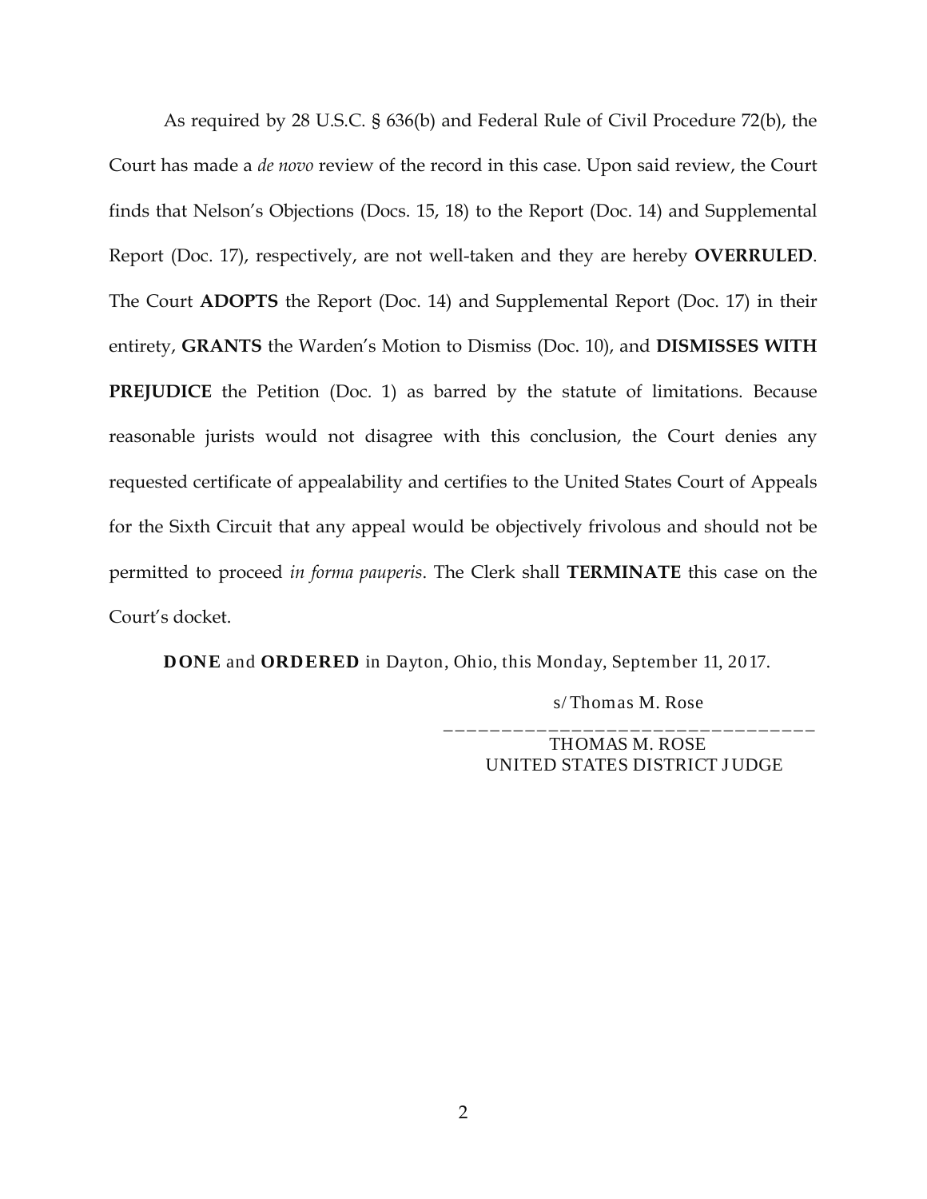As required by 28 U.S.C. § 636(b) and Federal Rule of Civil Procedure 72(b), the Court has made a *de novo* review of the record in this case. Upon said review, the Court finds that Nelson's Objections (Docs. 15, 18) to the Report (Doc. 14) and Supplemental Report (Doc. 17), respectively, are not well-taken and they are hereby **OVERRULED**. The Court **ADOPTS** the Report (Doc. 14) and Supplemental Report (Doc. 17) in their entirety, **GRANTS** the Warden's Motion to Dismiss (Doc. 10), and **DISMISSES WITH PREJUDICE** the Petition (Doc. 1) as barred by the statute of limitations. Because reasonable jurists would not disagree with this conclusion, the Court denies any requested certificate of appealability and certifies to the United States Court of Appeals for the Sixth Circuit that any appeal would be objectively frivolous and should not be permitted to proceed *in forma pauperis*. The Clerk shall **TERMINATE** this case on the Court's docket.

**DONE** and **ORDERED** in Dayton, Ohio, this Monday, September 11, 2017.

s/Thomas M. Rose

________________________________

THOMAS M. ROSE
UNITED STATES DISTRICT JUDGE